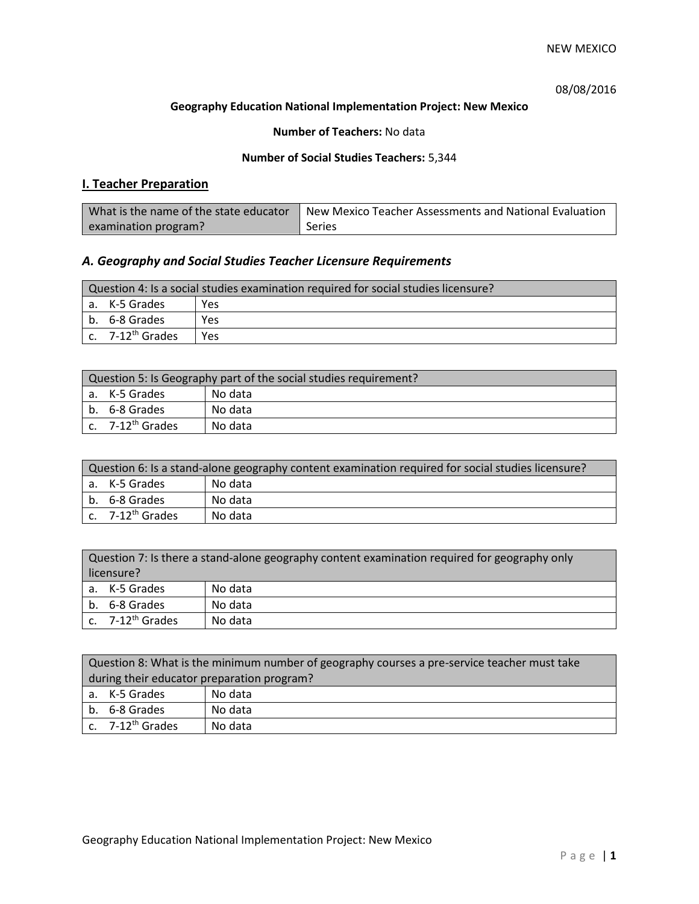NEW MEXICO

08/08/2016

**Geography Education National Implementation Project: New Mexico**

**Number of Teachers:** No data

**Number of Social Studies Teachers:** 5,344

## I. Teacher Preparation

| What is the name of the state educator examination program? | New Mexico Teacher Assessments and National Evaluation Series |
|---|---|

### *A. Geography and Social Studies Teacher Licensure Requirements*

| Question 4: Is a social studies examination required for social studies licensure? | |
|---|---|
| a. K-5 Grades | Yes |
| b. 6-8 Grades | Yes |
| c. 7-12th Grades | Yes |

| Question 5: Is Geography part of the social studies requirement? | |
|---|---|
| a. K-5 Grades | No data |
| b. 6-8 Grades | No data |
| c. 7-12th Grades | No data |

| Question 6: Is a stand-alone geography content examination required for social studies licensure? | |
|---|---|
| a. K-5 Grades | No data |
| b. 6-8 Grades | No data |
| c. 7-12th Grades | No data |

| Question 7: Is there a stand-alone geography content examination required for geography only licensure? | |
|---|---|
| a. K-5 Grades | No data |
| b. 6-8 Grades | No data |
| c. 7-12th Grades | No data |

| Question 8: What is the minimum number of geography courses a pre-service teacher must take during their educator preparation program? | |
|---|---|
| a. K-5 Grades | No data |
| b. 6-8 Grades | No data |
| c. 7-12th Grades | No data |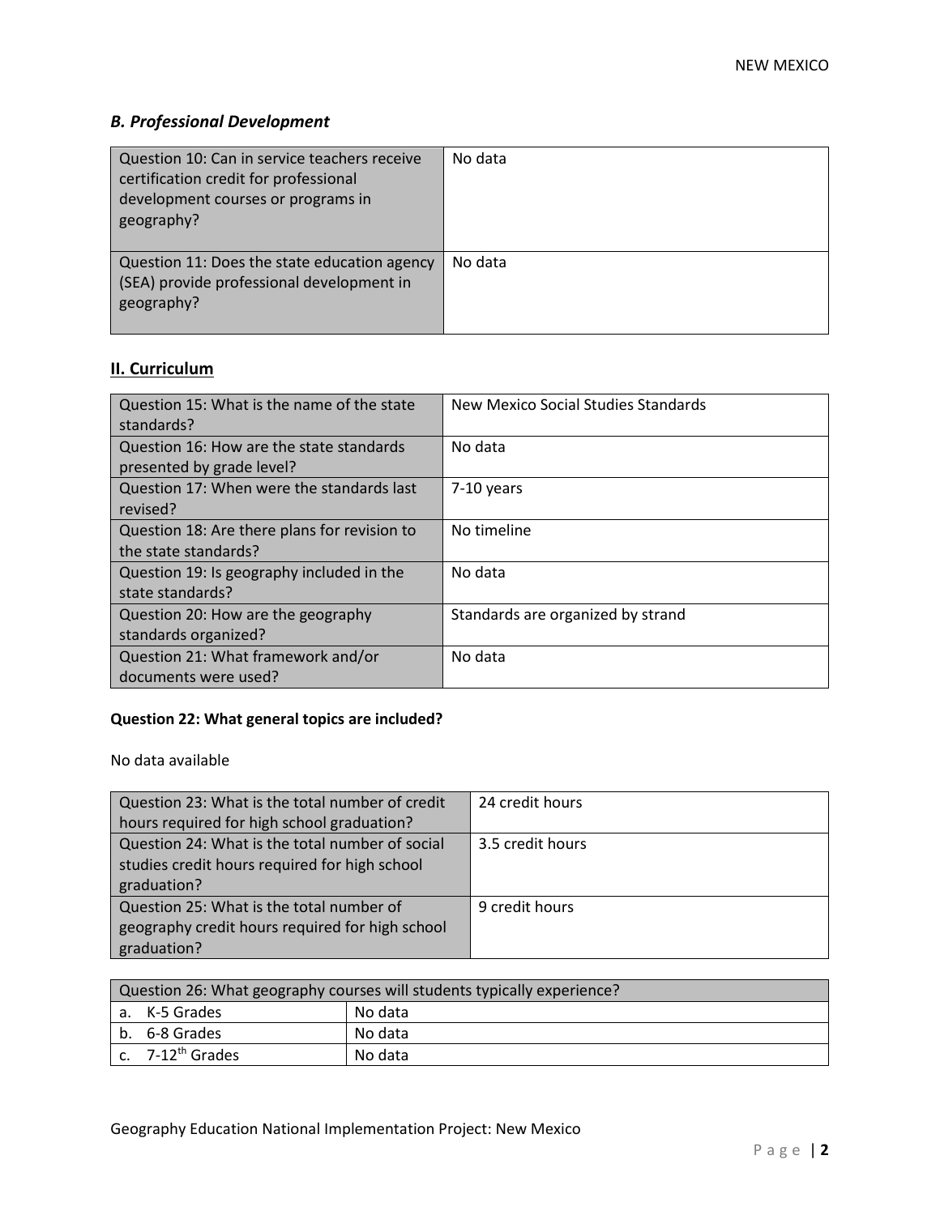### *B. Professional Development*

| | |
|---|---|
| Question 10: Can in service teachers receive certification credit for professional development courses or programs in geography? | No data |
| Question 11: Does the state education agency (SEA) provide professional development in geography? | No data |

## II. Curriculum

| | |
|---|---|
| Question 15: What is the name of the state standards? | New Mexico Social Studies Standards |
| Question 16: How are the state standards presented by grade level? | No data |
| Question 17: When were the standards last revised? | 7-10 years |
| Question 18: Are there plans for revision to the state standards? | No timeline |
| Question 19: Is geography included in the state standards? | No data |
| Question 20: How are the geography standards organized? | Standards are organized by strand |
| Question 21: What framework and/or documents were used? | No data |

**Question 22: What general topics are included?**

No data available

| | |
|---|---|
| Question 23: What is the total number of credit hours required for high school graduation? | 24 credit hours |
| Question 24: What is the total number of social studies credit hours required for high school graduation? | 3.5 credit hours |
| Question 25: What is the total number of geography credit hours required for high school graduation? | 9 credit hours |

| Question 26: What geography courses will students typically experience? | |
|---|---|
| a. K-5 Grades | No data |
| b. 6-8 Grades | No data |
| c. 7-12th Grades | No data |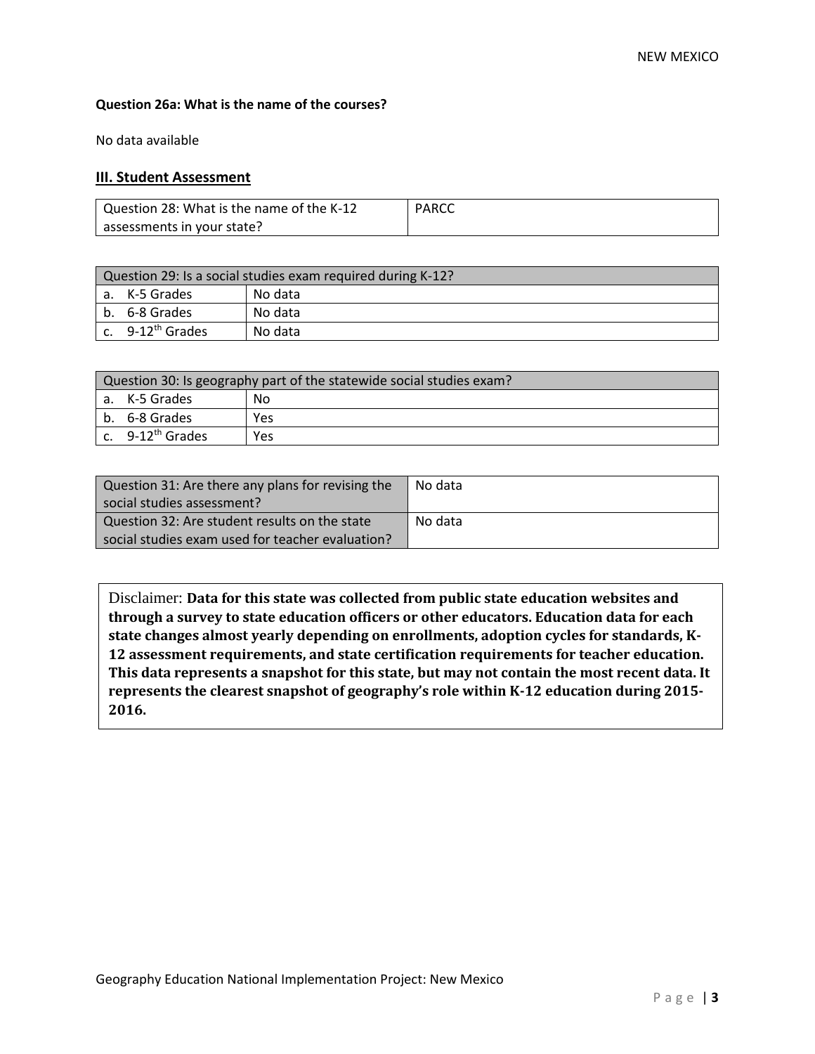**Question 26a: What is the name of the courses?**

No data available

## III. Student Assessment

| | |
|---|---|
| Question 28: What is the name of the K-12 assessments in your state? | PARCC |

| Question 29: Is a social studies exam required during K-12? | |
|---|---|
| a. K-5 Grades | No data |
| b. 6-8 Grades | No data |
| c. 9-12th Grades | No data |

| Question 30: Is geography part of the statewide social studies exam? | |
|---|---|
| a. K-5 Grades | No |
| b. 6-8 Grades | Yes |
| c. 9-12th Grades | Yes |

| | |
|---|---|
| Question 31: Are there any plans for revising the social studies assessment? | No data |
| Question 32: Are student results on the state social studies exam used for teacher evaluation? | No data |

Disclaimer: **Data for this state was collected from public state education websites and through a survey to state education officers or other educators. Education data for each state changes almost yearly depending on enrollments, adoption cycles for standards, K-12 assessment requirements, and state certification requirements for teacher education. This data represents a snapshot for this state, but may not contain the most recent data. It represents the clearest snapshot of geography's role within K-12 education during 2015-2016.**